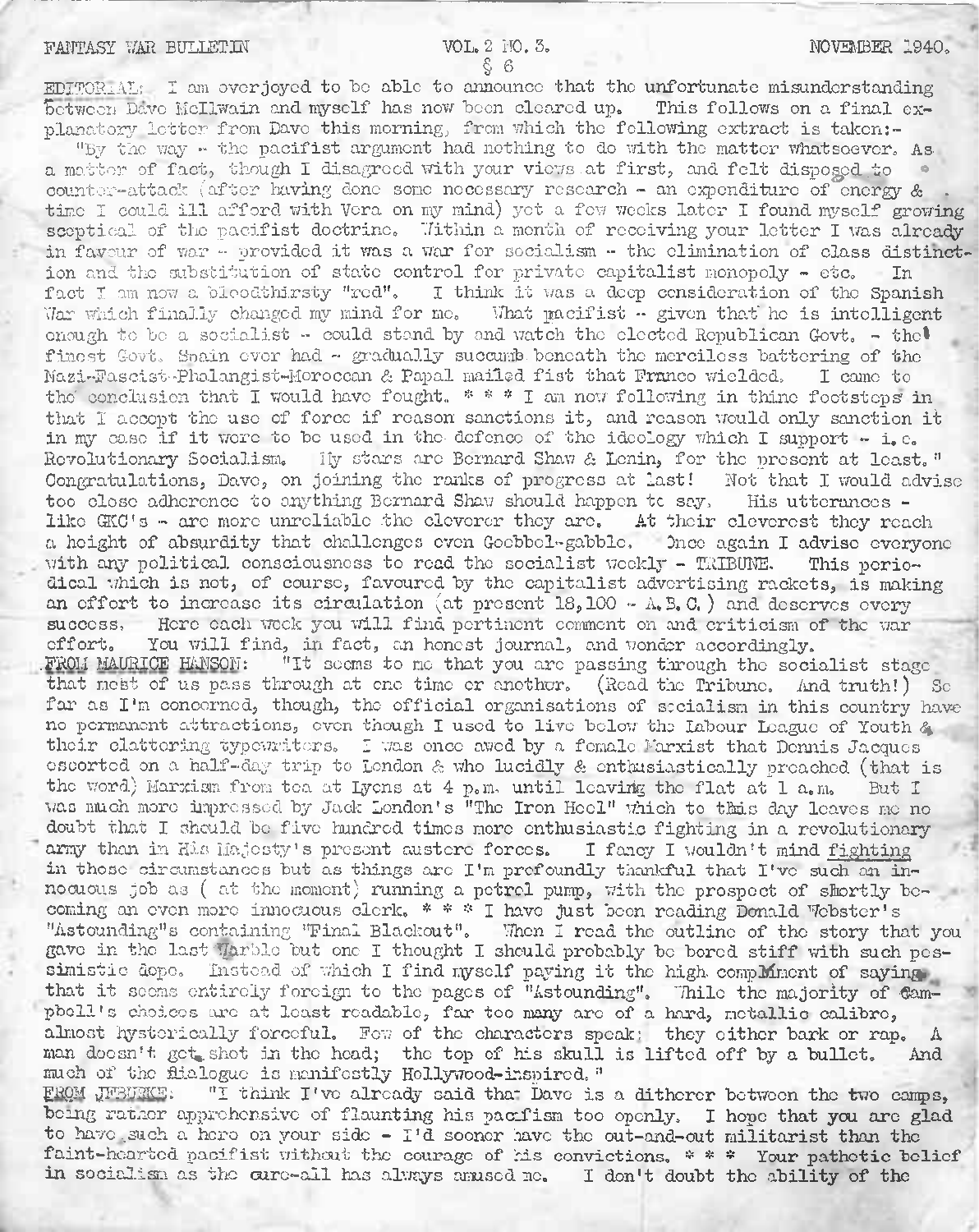§ 6

EDITORIAL: I am overjoyed to be able to announce that the unfortunate misunderstanding between Dave McIlwain and myself has now been cleared up. This follows on a final explanatory letter from Dave this morning, from which the following extract is taken:-

"By the way - the pacifist argument had nothing to do with the matter whatsoever. As a matter of fact, though I disagreed with your views at first, and felt disposed to counter-attack (after having done some necessary research - an expenditure of energy & time I could ill afford with Vera on my mind) yet a few weeks later I found myself growing sceptical of the pacifist doctrine. Within a month of receiving your letter I was already in favour of war - provided it was a war for socialism - the elimination of class distinction and the substitution of state control for private capitalist monopoly - etc. In fact I am now a bloodthirsty "red". I think it was a deep consideration of the Spanish War which finally changed my mind for me. What pacifist - given that he is intelligent enough to be a socialist - could stand by and watch the elected Republican Govt. - the finest Govt. Spain ever had - gradually succumb beneath the merciless battering of the Nazi-Fascist-Phalangist-Moroccan & Papal mailed fist that Franco wielded. I came to the conclusion that I would have fought. * * * I am now following in thine footsteps in that I accept the use of force if reason sanctions it, and reason would only sanction it in my case if it were to be used in the defence of the ideology which I support - i.e. Revolutionary Socialism. My stars are Bernard Shaw & Lenin, for the present at least."

Congratulations, Dave, on joining the ranks of progress at last! Not that I would advise too close adherence to anything Bernard Shaw should happen to say. His utterances - like GKC's - are more unreliable the cleverer they are. At their cleverest they reach a height of absurdity that challenges even Goebbel-gabble. Once again I advise everyone with any political consciousness to read the socialist weekly - TRIBUNE. This periodical which is not, of course, favoured by the capitalist advertising rackets, is making an effort to increase its circulation (at present 18,100 - A.B.C.) and deserves every success. Here each week you will find pertinent comment on and criticism of the war effort. You will find, in fact, an honest journal, and wonder accordingly.

FROM MAURICE HANSON: "It seems to me that you are passing through the socialist stage that most of us pass through at one time or another. (Read the Tribune. And truth!) So far as I'm concerned, though, the official organisations of socialism in this country have no permanent attractions, even though I used to live below the Labour League of Youth & their clattering typewriters. I was once awed by a female Marxist that Dennis Jacques escorted on a half-day trip to London & who lucidly & enthusiastically preached (that is the word) Marxism from tea at Lyons at 4 p.m. until leaving the flat at 1 a.m. But I was much more impressed by Jack London's "The Iron Heel" which to this day leaves me no doubt that I should be five hundred times more enthusiastic fighting in a revolutionary army than in His Majesty's present austere forces. I fancy I wouldn't mind <u>fighting</u> in those circumstances but as things are I'm profoundly thankful that I've such an innocuous job as (at the moment) running a petrol pump, with the prospect of shortly becoming an even more innocuous clerk. * * * I have just been reading Donald Webster's "Astounding"s containing "Final Blackout". When I read the outline of the story that you gave in the last Warble but one I thought I should probably be bored stiff with such pessimistic dope. Instead of which I find myself paying it the high compliment of saying that it seems entirely foreign to the pages of "Astounding". While the majority of Campbell's choices are at least readable, far too many are of a hard, metallic calibre, almost hysterically forceful. Few of the characters speak; they either bark or rap. A man doesn't get shot in the head; the top of his skull is lifted off by a bullet. And much of the dialogue is manifestly Hollywood-inspired."

FROM JFBURKE: "I think I've already said that Dave is a ditherer between the two camps, being rather apprehensive of flaunting his pacifism too openly. I hope that you are glad to have such a hero on your side - I'd sooner have the out-and-out militarist than the faint-hearted pacifist without the courage of his convictions. * * * Your pathetic belief in socialism as the cure-all has always amused me. I don't doubt the ability of the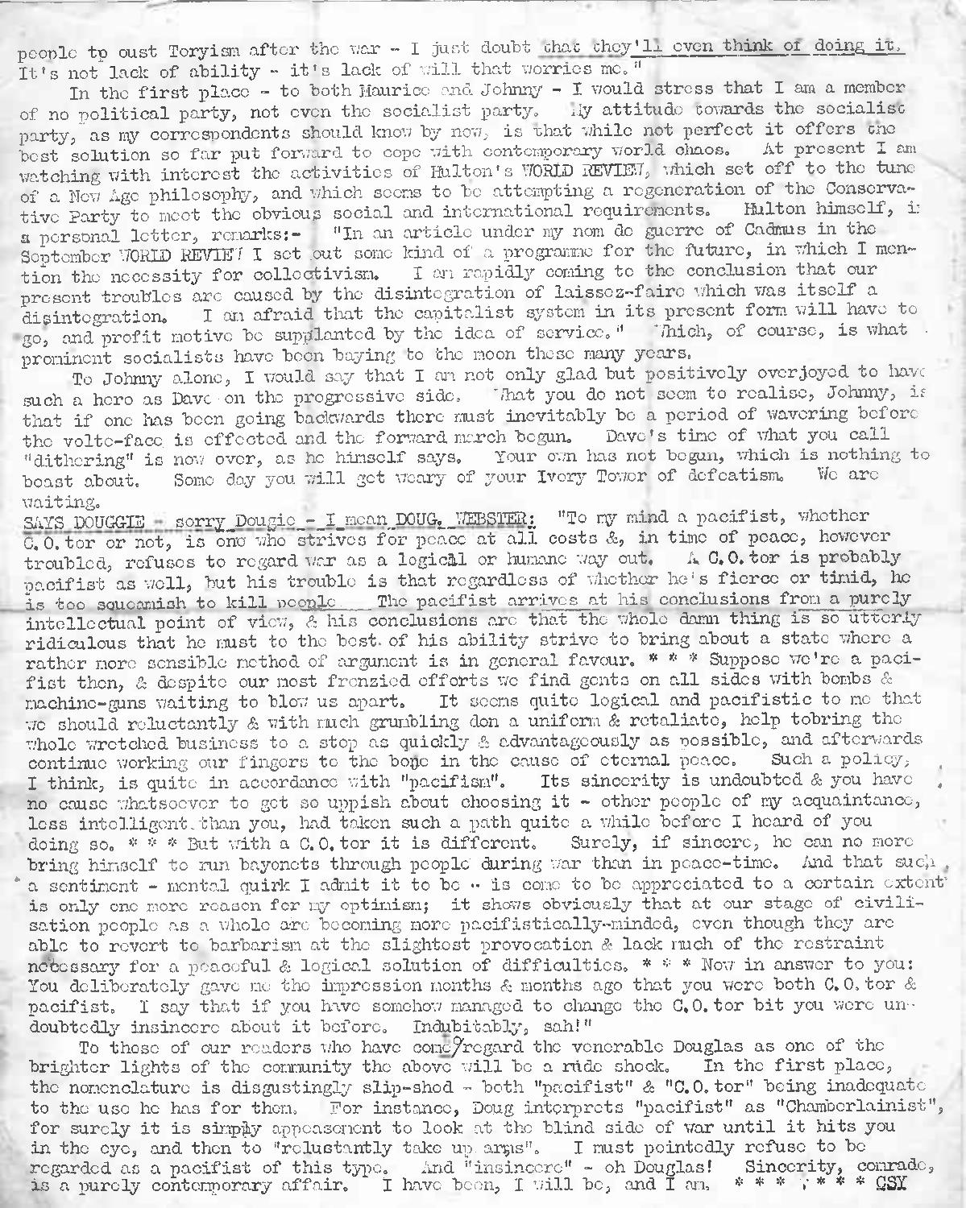people to oust Toryism after the war - I just doubt that they'll even think of doing it. It's not lack of ability - it's lack of will that worries me."

In the first place - to both Maurice and Johnny - I would stress that I am a member of no political party, not even the socialist party. My attitude towards the socialist party, as my correspondents should know by now, is that while not perfect it offers the best solution so far put forward to cope with contemporary world chaos. At present I am watching with interest the activities of Hulton's WORLD REVIEW, which set off to the tune of a New Age philosophy, and which seems to be attempting a regeneration of the Conservative Party to meet the obvious social and international requirements. Hulton himself, in a personal letter, remarks:- "In an article under my nom de guerre of Cadmus in the September WORLD REVIEW I set out some kind of a programme for the future, in which I mention the necessity for collectivism. I am rapidly coming to the conclusion that our present troubles are caused by the disintegration of laissez-faire which was itself a disintegration. I am afraid that the capitalist system in its present form will have to go, and profit motive be supplanted by the idea of service." Which, of course, is what prominent socialists have been baying to the moon these many years.

To Johnny alone, I would say that I am not only glad but positively overjoyed to have such a hero as Dave on the progressive side. What you do not seem to realise, Johnny, is that if one has been going backwards there must inevitably be a period of wavering before the volte-face is effected and the forward march begun. Dave's time of what you call "dithering" is now over, as he himself says. Your own has not begun, which is nothing to boast about. Some day you will get weary of your Ivory Tower of defeatism. We are waiting.

SAYS DOUGGIE - sorry Dougie - I mean DOUG. WEBSTER: "To my mind a pacifist, whether C.O.tor or not, is one who strives for peace at all costs &, in time of peace, however troubled, refuses to regard war as a logical or humane way out. A C.O.tor is probably pacifist as well, but his trouble is that regardless of whether he's fierce or timid, he is too squeamish to kill people. The pacifist arrives at his conclusions from a purely intellectual point of view, & his conclusions are that the whole damn thing is so utterly ridiculous that he must to the best of his ability strive to bring about a state where a rather more sensible method of argument is in general favour. * * * Suppose we're a pacifist then, & despite our most frenzied efforts we find gents on all sides with bombs & machine-guns waiting to blow us apart. It seems quite logical and pacifistic to me that we should reluctantly & with much grumbling don a uniform & retaliate, help tobring the whole wretched business to a stop as quickly & advantageously as possible, and afterwards continue working our fingers to the bone in the cause of eternal peace. Such a policy, I think, is quite in accordance with "pacifism". Its sincerity is undoubted & you have no cause whatsoever to get so uppish about choosing it - other people of my acquaintance, less intelligent than you, had taken such a path quite a while before I heard of you doing so. * * * But with a C.O.tor it is different. Surely, if sincere, he can no more bring himself to run bayonets through people during war than in peace-time. And that such a sentiment - mental quirk I admit it to be - is come to be appreciated to a certain extent is only one more reason for my optimism; it shows obviously that at our stage of civilisation people as a whole are becoming more pacifistically-minded, even though they are able to revert to barbarism at the slightest provocation & lack much of the restraint necessary for a peaceful & logical solution of difficulties. * * * Now in answer to you: You deliberately gave me the impression months & months ago that you were both C.O.tor & pacifist. I say that if you have somehow managed to change the C.O.tor bit you were undoubtedly insincere about it before. Indubitably, sah!"

To those of our readers who have come/regard the venerable Douglas as one of the brighter lights of the community the above will be a rude shock. In the first place, the nomenclature is disgustingly slip-shod - both "pacifist" & "C.O.tor" being inadequate to the use he has for them. For instance, Doug interprets "pacifist" as "Chamberlainist", for surely it is simply appeasement to look at the blind side of war until it hits you in the eye, and then to "relustantly take up arms". I must pointedly refuse to be regarded as a pacifist of this type. And "insincere" - oh Douglas! Sincerity, comrade, is a purely contemporary affair. I have been, I will be, and I am. * * * ; * * * CSY